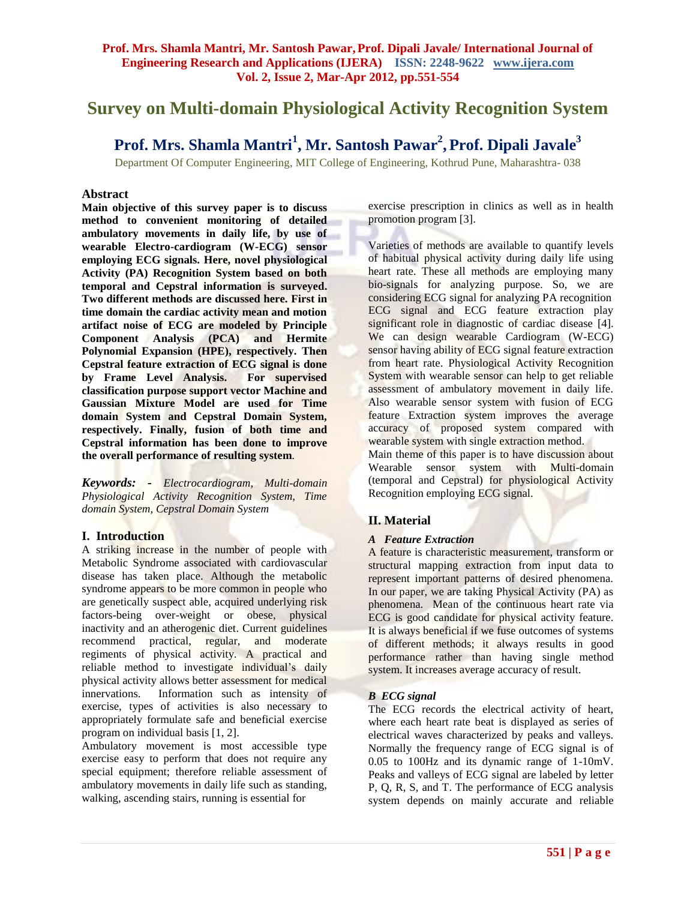# Survey on Multi-domain Physiological Activity Recognition System

**Prof. Mrs. Shamla Mantri[1], Mr. Santosh Pawar[2], Prof. Dipali Javale[3]**

Department Of Computer Engineering, MIT College of Engineering, Kothrud Pune, Maharashtra- 038

## Abstract

**Main objective of this survey paper is to discuss method to convenient monitoring of detailed ambulatory movements in daily life, by use of wearable Electro-cardiogram (W-ECG) sensor employing ECG signals. Here, novel physiological Activity (PA) Recognition System based on both temporal and Cepstral information is surveyed. Two different methods are discussed here. First in time domain the cardiac activity mean and motion artifact noise of ECG are modeled by Principle Component Analysis (PCA) and Hermite Polynomial Expansion (HPE), respectively. Then Cepstral feature extraction of ECG signal is done by Frame Level Analysis. For supervised classification purpose support vector Machine and Gaussian Mixture Model are used for Time domain System and Cepstral Domain System, respectively. Finally, fusion of both time and Cepstral information has been done to improve the overall performance of resulting system**.

***Keywords: -*** *Electrocardiogram, Multi-domain Physiological Activity Recognition System, Time domain System, Cepstral Domain System*

## I. Introduction

A striking increase in the number of people with Metabolic Syndrome associated with cardiovascular disease has taken place. Although the metabolic syndrome appears to be more common in people who are genetically suspect able, acquired underlying risk factors-being over-weight or obese, physical inactivity and an atherogenic diet. Current guidelines recommend practical, regular, and moderate regiments of physical activity. A practical and reliable method to investigate individual's daily physical activity allows better assessment for medical innervations. Information such as intensity of exercise, types of activities is also necessary to appropriately formulate safe and beneficial exercise program on individual basis [1, 2].

Ambulatory movement is most accessible type exercise easy to perform that does not require any special equipment; therefore reliable assessment of ambulatory movements in daily life such as standing, walking, ascending stairs, running is essential for exercise prescription in clinics as well as in health promotion program [3].

Varieties of methods are available to quantify levels of habitual physical activity during daily life using heart rate. These all methods are employing many bio-signals for analyzing purpose. So, we are considering ECG signal for analyzing PA recognition ECG signal and ECG feature extraction play significant role in diagnostic of cardiac disease [4]. We can design wearable Cardiogram (W-ECG) sensor having ability of ECG signal feature extraction from heart rate. Physiological Activity Recognition System with wearable sensor can help to get reliable assessment of ambulatory movement in daily life. Also wearable sensor system with fusion of ECG feature Extraction system improves the average accuracy of proposed system compared with wearable system with single extraction method.

Main theme of this paper is to have discussion about Wearable sensor system with Multi-domain (temporal and Cepstral) for physiological Activity Recognition employing ECG signal.

## II. Material

### *A Feature Extraction*

A feature is characteristic measurement, transform or structural mapping extraction from input data to represent important patterns of desired phenomena. In our paper, we are taking Physical Activity (PA) as phenomena. Mean of the continuous heart rate via ECG is good candidate for physical activity feature. It is always beneficial if we fuse outcomes of systems of different methods; it always results in good performance rather than having single method system. It increases average accuracy of result.

### *B ECG signal*

The ECG records the electrical activity of heart, where each heart rate beat is displayed as series of electrical waves characterized by peaks and valleys. Normally the frequency range of ECG signal is of 0.05 to 100Hz and its dynamic range of 1-10mV. Peaks and valleys of ECG signal are labeled by letter P, Q, R, S, and T. The performance of ECG analysis system depends on mainly accurate and reliable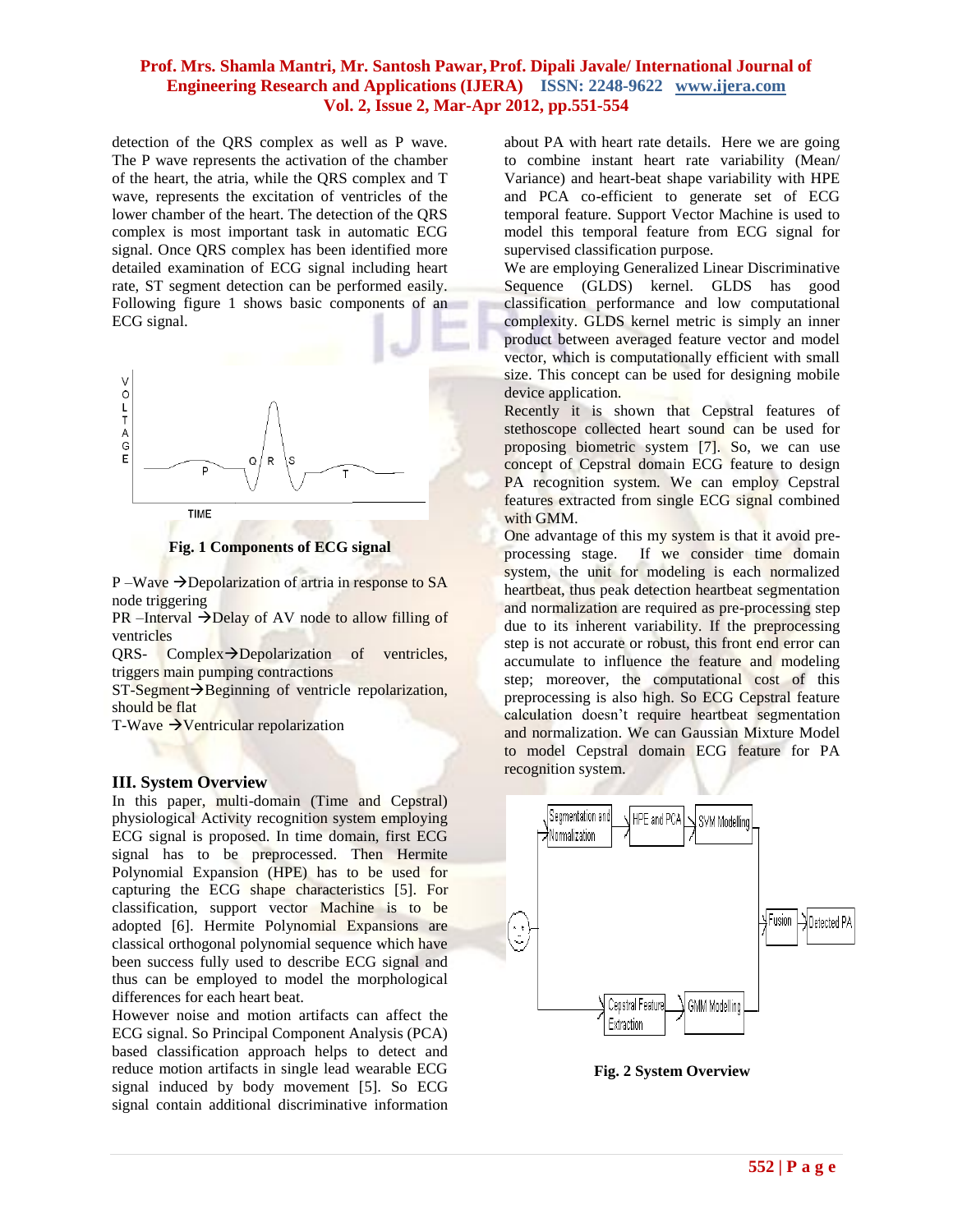detection of the QRS complex as well as P wave. The P wave represents the activation of the chamber of the heart, the atria, while the QRS complex and T wave, represents the excitation of ventricles of the lower chamber of the heart. The detection of the QRS complex is most important task in automatic ECG signal. Once QRS complex has been identified more detailed examination of ECG signal including heart rate, ST segment detection can be performed easily. Following figure 1 shows basic components of an ECG signal.

**Fig. 1 Components of ECG signal**

P –Wave → Depolarization of artria in response to SA node triggering
PR –Interval → Delay of AV node to allow filling of ventricles
QRS- Complex → Depolarization of ventricles, triggers main pumping contractions
ST-Segment → Beginning of ventricle repolarization, should be flat
T-Wave → Ventricular repolarization

## III. System Overview

In this paper, multi-domain (Time and Cepstral) physiological Activity recognition system employing ECG signal is proposed. In time domain, first ECG signal has to be preprocessed. Then Hermite Polynomial Expansion (HPE) has to be used for capturing the ECG shape characteristics [5]. For classification, support vector Machine is to be adopted [6]. Hermite Polynomial Expansions are classical orthogonal polynomial sequence which have been success fully used to describe ECG signal and thus can be employed to model the morphological differences for each heart beat.

However noise and motion artifacts can affect the ECG signal. So Principal Component Analysis (PCA) based classification approach helps to detect and reduce motion artifacts in single lead wearable ECG signal induced by body movement [5]. So ECG signal contain additional discriminative information about PA with heart rate details. Here we are going to combine instant heart rate variability (Mean/ Variance) and heart-beat shape variability with HPE and PCA co-efficient to generate set of ECG temporal feature. Support Vector Machine is used to model this temporal feature from ECG signal for supervised classification purpose.

We are employing Generalized Linear Discriminative Sequence (GLDS) kernel. GLDS has good classification performance and low computational complexity. GLDS kernel metric is simply an inner product between averaged feature vector and model vector, which is computationally efficient with small size. This concept can be used for designing mobile device application.

Recently it is shown that Cepstral features of stethoscope collected heart sound can be used for proposing biometric system [7]. So, we can use concept of Cepstral domain ECG feature to design PA recognition system. We can employ Cepstral features extracted from single ECG signal combined with GMM.

One advantage of this my system is that it avoid pre-processing stage. If we consider time domain system, the unit for modeling is each normalized heartbeat, thus peak detection heartbeat segmentation and normalization are required as pre-processing step due to its inherent variability. If the preprocessing step is not accurate or robust, this front end error can accumulate to influence the feature and modeling step; moreover, the computational cost of this preprocessing is also high. So ECG Cepstral feature calculation doesn't require heartbeat segmentation and normalization. We can Gaussian Mixture Model to model Cepstral domain ECG feature for PA recognition system.

**Fig. 2 System Overview**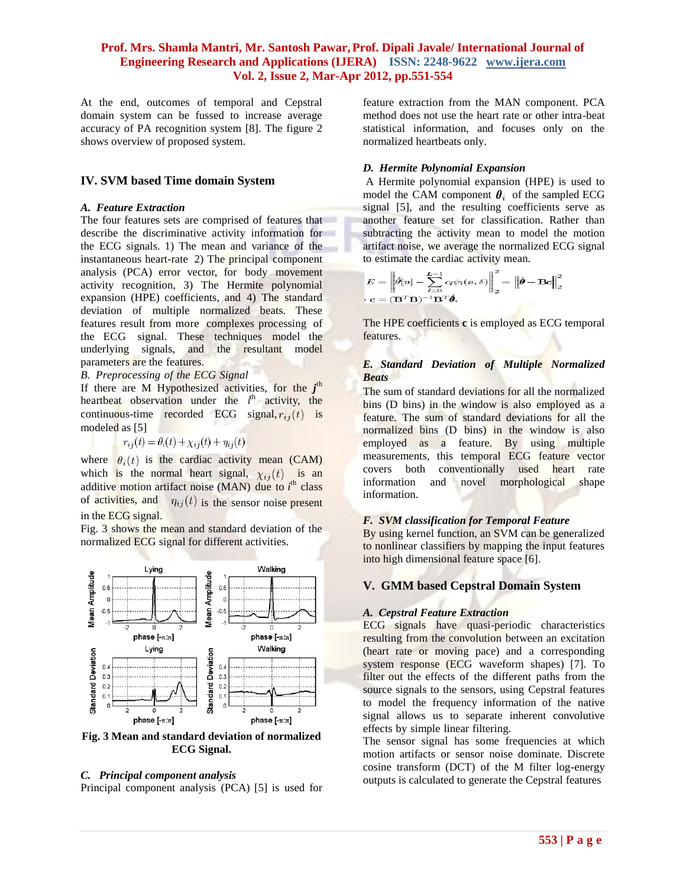At the end, outcomes of temporal and Cepstral domain system can be fussed to increase average accuracy of PA recognition system [8]. The figure 2 shows overview of proposed system.

## IV. SVM based Time domain System

### *A. Feature Extraction*

The four features sets are comprised of features that describe the discriminative activity information for the ECG signals. 1) The mean and variance of the instantaneous heart-rate 2) The principal component analysis (PCA) error vector, for body movement activity recognition, 3) The Hermite polynomial expansion (HPE) coefficients, and 4) The standard deviation of multiple normalized beats. These features result from more complexes processing of the ECG signal. These techniques model the underlying signals, and the resultant model parameters are the features.

*B. Preprocessing of the ECG Signal*

If there are M Hypothesized activities, for the $j^{th}$ heartbeat observation under the $i^{th}$ activity, the continuous-time recorded ECG signal, $r_{ij}(t)$ is modeled as [5]

$$r_{ij}(t) = \theta_i(t) + \chi_{ij}(t) + \eta_{ij}(t)$$

where $\theta_i(t)$ is the cardiac activity mean (CAM) which is the normal heart signal, $\chi_{ij}(t)$ is an additive motion artifact noise (MAN) due to $i^{th}$ class of activities, and $\eta_{ij}(t)$ is the sensor noise present in the ECG signal.

Fig. 3 shows the mean and standard deviation of the normalized ECG signal for different activities.

**Fig. 3 Mean and standard deviation of normalized ECG Signal.**

### *C. Principal component analysis*

Principal component analysis (PCA) [5] is used for feature extraction from the MAN component. PCA method does not use the heart rate or other intra-beat statistical information, and focuses only on the normalized heartbeats only.

### *D. Hermite Polynomial Expansion*

A Hermite polynomial expansion (HPE) is used to model the CAM component $\boldsymbol{\theta}_i$ of the sampled ECG signal [5], and the resulting coefficients serve as another feature set for classification. Rather than subtracting the activity mean to model the motion artifact noise, we average the normalized ECG signal to estimate the cardiac activity mean.

$$E = \left\| \hat{\theta}[n] - \sum_{l=0}^{L-1} c_l \psi_l(n, \delta) \right\|_2^2 = \left\| \hat{\boldsymbol{\theta}} - \mathbf{B}\mathbf{c} \right\|_2^2$$

$$\mathbf{c} = (\mathbf{B}^T\mathbf{B})^{-1}\mathbf{B}^T\hat{\boldsymbol{\theta}}.$$

The HPE coefficients **c** is employed as ECG temporal features.

### *E. Standard Deviation of Multiple Normalized Beats*

The sum of standard deviations for all the normalized bins (D bins) in the window is also employed as a feature. The sum of standard deviations for all the normalized bins (D bins) in the window is also employed as a feature. By using multiple measurements, this temporal ECG feature vector covers both conventionally used heart rate information and novel morphological shape information.

### *F. SVM classification for Temporal Feature*

By using kernel function, an SVM can be generalized to nonlinear classifiers by mapping the input features into high dimensional feature space [6].

## V. GMM based Cepstral Domain System

### *A. Cepstral Feature Extraction*

ECG signals have quasi-periodic characteristics resulting from the convolution between an excitation (heart rate or moving pace) and a corresponding system response (ECG waveform shapes) [7]. To filter out the effects of the different paths from the source signals to the sensors, using Cepstral features to model the frequency information of the native signal allows us to separate inherent convolutive effects by simple linear filtering.

The sensor signal has some frequencies at which motion artifacts or sensor noise dominate. Discrete cosine transform (DCT) of the M filter log-energy outputs is calculated to generate the Cepstral features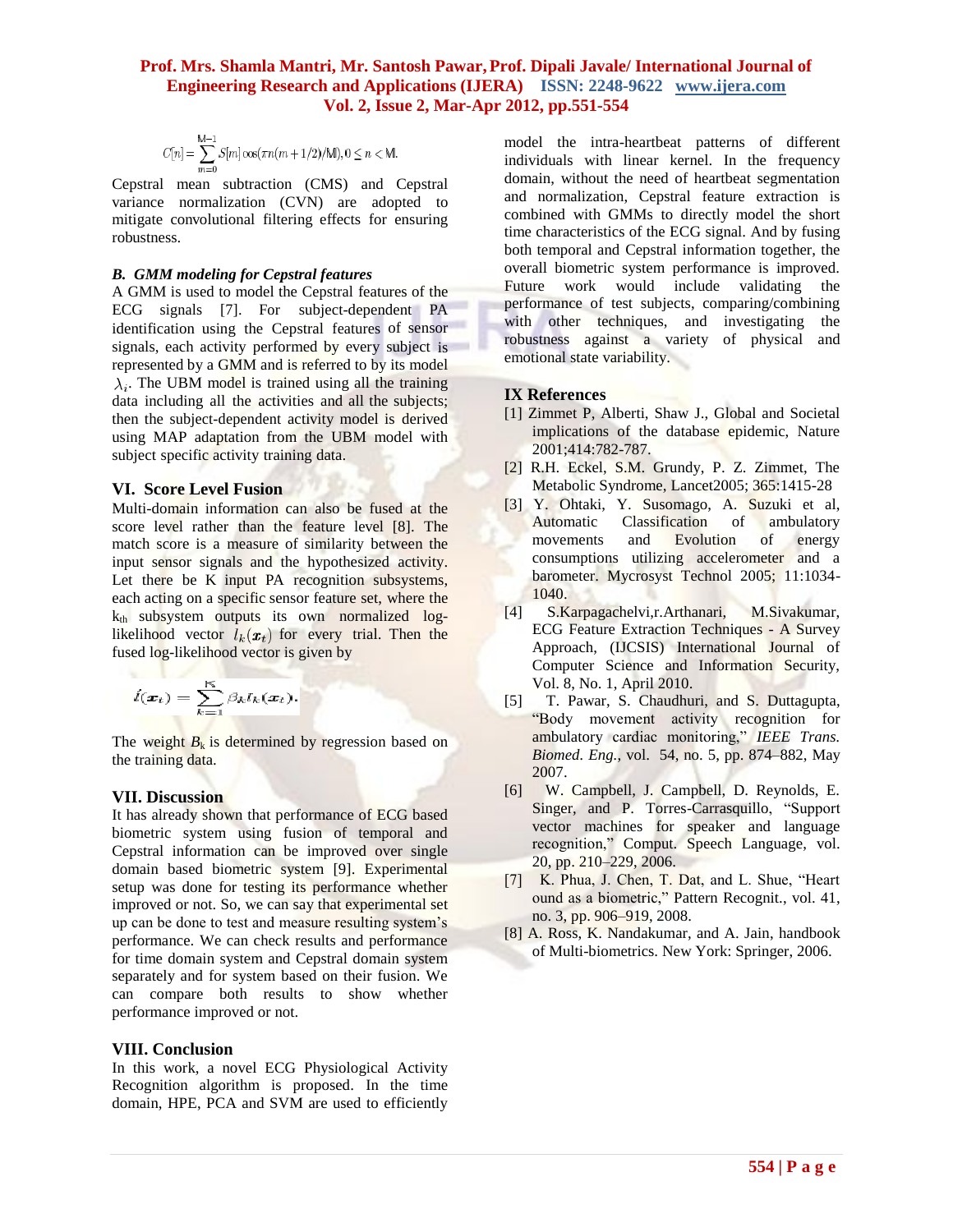$$C[n] = \sum_{m=0}^{M-1} S[m] \cos(\pi n(m+1/2)/M), 0 \leq n < M.$$

Cepstral mean subtraction (CMS) and Cepstral variance normalization (CVN) are adopted to mitigate convolutional filtering effects for ensuring robustness.

### *B. GMM modeling for Cepstral features*

A GMM is used to model the Cepstral features of the ECG signals [7]. For subject-dependent PA identification using the Cepstral features of sensor signals, each activity performed by every subject is represented by a GMM and is referred to by its model $\lambda_i$. The UBM model is trained using all the training data including all the activities and all the subjects; then the subject-dependent activity model is derived using MAP adaptation from the UBM model with subject specific activity training data.

## VI. Score Level Fusion

Multi-domain information can also be fused at the score level rather than the feature level [8]. The match score is a measure of similarity between the input sensor signals and the hypothesized activity. Let there be K input PA recognition subsystems, each acting on a specific sensor feature set, where the $k_{th}$ subsystem outputs its own normalized log-likelihood vector $l_k(\boldsymbol{x}_t)$ for every trial. Then the fused log-likelihood vector is given by

$$\hat{l}(\boldsymbol{x}_t) = \sum_{k=1}^{K} \beta_k l_k(\boldsymbol{x}_t).$$

The weight $B_k$ is determined by regression based on the training data.

## VII. Discussion

It has already shown that performance of ECG based biometric system using fusion of temporal and Cepstral information can be improved over single domain based biometric system [9]. Experimental setup was done for testing its performance whether improved or not. So, we can say that experimental set up can be done to test and measure resulting system's performance. We can check results and performance for time domain system and Cepstral domain system separately and for system based on their fusion. We can compare both results to show whether performance improved or not.

## VIII. Conclusion

In this work, a novel ECG Physiological Activity Recognition algorithm is proposed. In the time domain, HPE, PCA and SVM are used to efficiently model the intra-heartbeat patterns of different individuals with linear kernel. In the frequency domain, without the need of heartbeat segmentation and normalization, Cepstral feature extraction is combined with GMMs to directly model the short time characteristics of the ECG signal. And by fusing both temporal and Cepstral information together, the overall biometric system performance is improved. Future work would include validating the performance of test subjects, comparing/combining with other techniques, and investigating the robustness against a variety of physical and emotional state variability.

## IX References

[1] Zimmet P, Alberti, Shaw J., Global and Societal implications of the database epidemic, Nature 2001;414:782-787.

[2] R.H. Eckel, S.M. Grundy, P. Z. Zimmet, The Metabolic Syndrome, Lancet2005; 365:1415-28

[3] Y. Ohtaki, Y. Susomago, A. Suzuki et al, Automatic Classification of ambulatory movements and Evolution of energy consumptions utilizing accelerometer and a barometer. Mycrosyst Technol 2005; 11:1034-1040.

[4] S.Karpagachelvi,r.Arthanari, M.Sivakumar, ECG Feature Extraction Techniques - A Survey Approach, (IJCSIS) International Journal of Computer Science and Information Security, Vol. 8, No. 1, April 2010.

[5] T. Pawar, S. Chaudhuri, and S. Duttagupta, "Body movement activity recognition for ambulatory cardiac monitoring," *IEEE Trans. Biomed. Eng.*, vol. 54, no. 5, pp. 874–882, May 2007.

[6] W. Campbell, J. Campbell, D. Reynolds, E. Singer, and P. Torres-Carrasquillo, "Support vector machines for speaker and language recognition," Comput. Speech Language, vol. 20, pp. 210–229, 2006.

[7] K. Phua, J. Chen, T. Dat, and L. Shue, "Heart ound as a biometric," Pattern Recognit., vol. 41, no. 3, pp. 906–919, 2008.

[8] A. Ross, K. Nandakumar, and A. Jain, handbook of Multi-biometrics. New York: Springer, 2006.